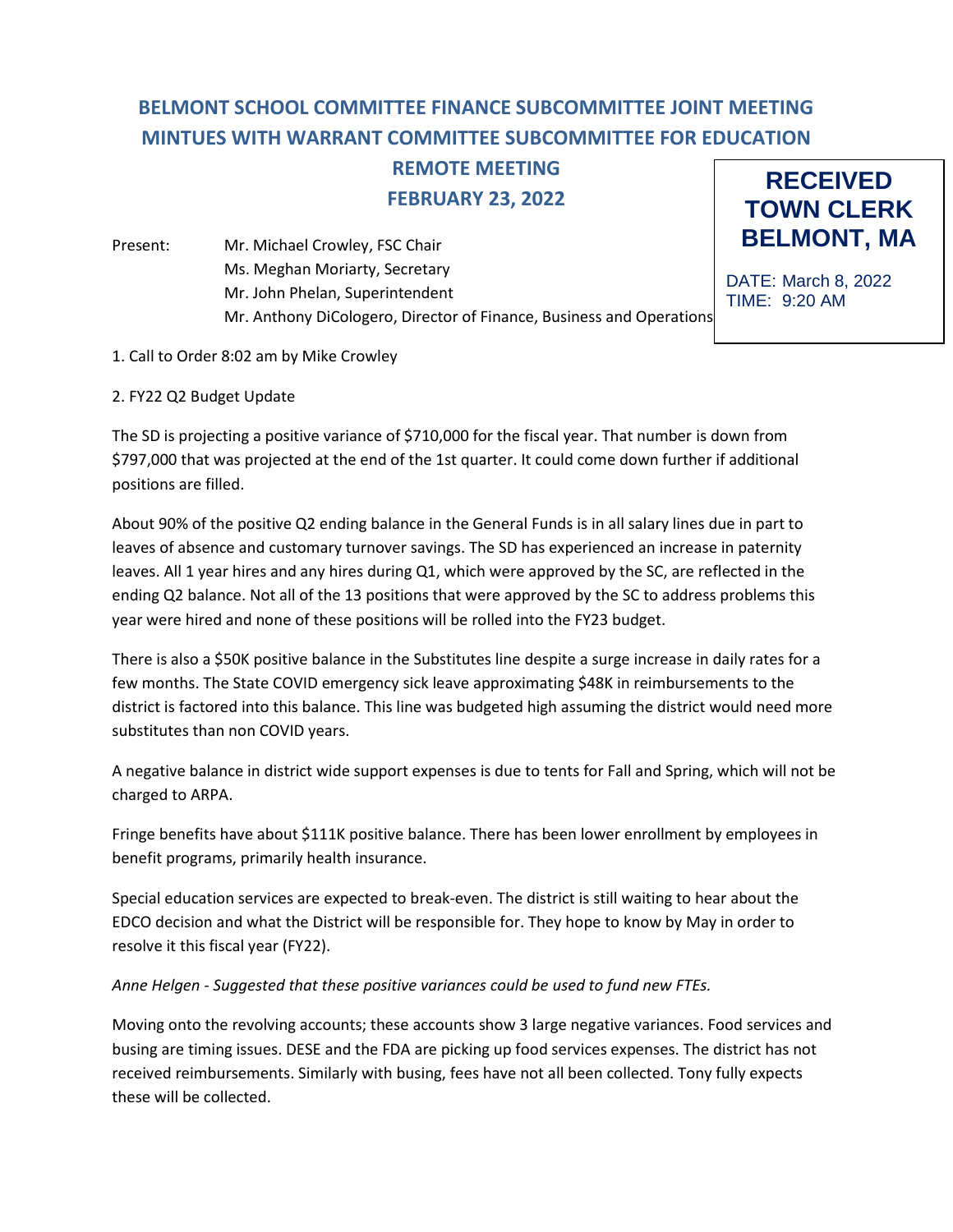# BELMONT SCHOOL COMMITTEE FINANCE SUBCOMMITTEE JOINT MEETING MINTUES WITH WARRANT COMMITTEE SUBCOMMITTEE FOR EDUCATION

## REMOTE MEETING

## FEBRUARY 23, 2022

**RECEIVED TOWN CLERK BELMONT, MA**

DATE: March 8, 2022
TIME: 9:20 AM

Present: Mr. Michael Crowley, FSC Chair
Ms. Meghan Moriarty, Secretary
Mr. John Phelan, Superintendent
Mr. Anthony DiCologero, Director of Finance, Business and Operations

1. Call to Order 8:02 am by Mike Crowley

2. FY22 Q2 Budget Update

The SD is projecting a positive variance of $710,000 for the fiscal year. That number is down from $797,000 that was projected at the end of the 1st quarter. It could come down further if additional positions are filled.

About 90% of the positive Q2 ending balance in the General Funds is in all salary lines due in part to leaves of absence and customary turnover savings. The SD has experienced an increase in paternity leaves. All 1 year hires and any hires during Q1, which were approved by the SC, are reflected in the ending Q2 balance. Not all of the 13 positions that were approved by the SC to address problems this year were hired and none of these positions will be rolled into the FY23 budget.

There is also a $50K positive balance in the Substitutes line despite a surge increase in daily rates for a few months. The State COVID emergency sick leave approximating $48K in reimbursements to the district is factored into this balance. This line was budgeted high assuming the district would need more substitutes than non COVID years.

A negative balance in district wide support expenses is due to tents for Fall and Spring, which will not be charged to ARPA.

Fringe benefits have about $111K positive balance. There has been lower enrollment by employees in benefit programs, primarily health insurance.

Special education services are expected to break-even. The district is still waiting to hear about the EDCO decision and what the District will be responsible for. They hope to know by May in order to resolve it this fiscal year (FY22).

*Anne Helgen - Suggested that these positive variances could be used to fund new FTEs.*

Moving onto the revolving accounts; these accounts show 3 large negative variances. Food services and busing are timing issues. DESE and the FDA are picking up food services expenses. The district has not received reimbursements. Similarly with busing, fees have not all been collected. Tony fully expects these will be collected.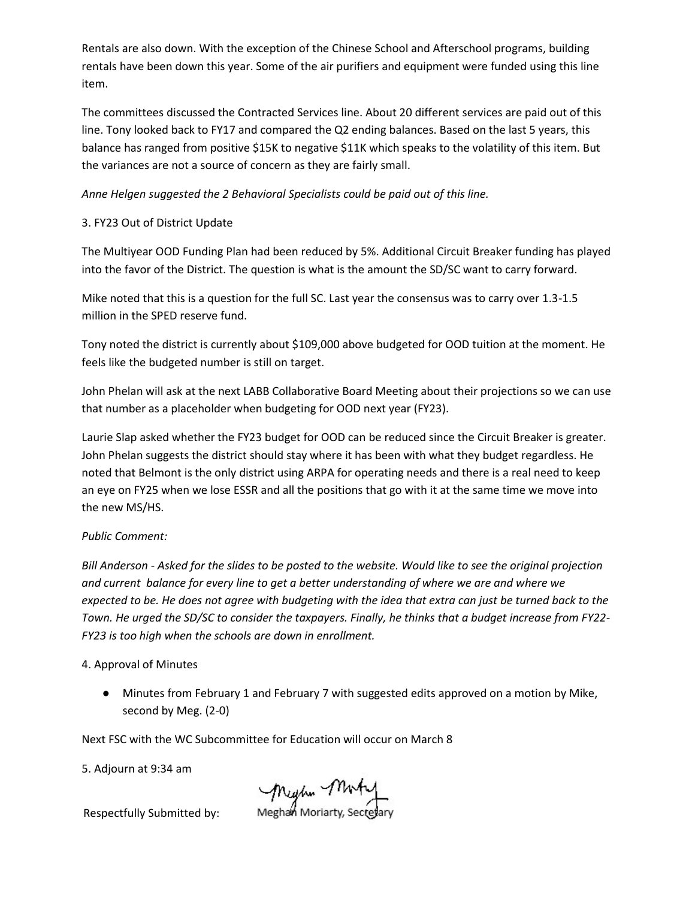Rentals are also down. With the exception of the Chinese School and Afterschool programs, building rentals have been down this year. Some of the air purifiers and equipment were funded using this line item.

The committees discussed the Contracted Services line. About 20 different services are paid out of this line. Tony looked back to FY17 and compared the Q2 ending balances. Based on the last 5 years, this balance has ranged from positive $15K to negative $11K which speaks to the volatility of this item. But the variances are not a source of concern as they are fairly small.

*Anne Helgen suggested the 2 Behavioral Specialists could be paid out of this line.*

3. FY23 Out of District Update

The Multiyear OOD Funding Plan had been reduced by 5%. Additional Circuit Breaker funding has played into the favor of the District. The question is what is the amount the SD/SC want to carry forward.

Mike noted that this is a question for the full SC. Last year the consensus was to carry over 1.3-1.5 million in the SPED reserve fund.

Tony noted the district is currently about $109,000 above budgeted for OOD tuition at the moment. He feels like the budgeted number is still on target.

John Phelan will ask at the next LABB Collaborative Board Meeting about their projections so we can use that number as a placeholder when budgeting for OOD next year (FY23).

Laurie Slap asked whether the FY23 budget for OOD can be reduced since the Circuit Breaker is greater. John Phelan suggests the district should stay where it has been with what they budget regardless. He noted that Belmont is the only district using ARPA for operating needs and there is a real need to keep an eye on FY25 when we lose ESSR and all the positions that go with it at the same time we move into the new MS/HS.

*Public Comment:*

*Bill Anderson - Asked for the slides to be posted to the website. Would like to see the original projection and current balance for every line to get a better understanding of where we are and where we expected to be. He does not agree with budgeting with the idea that extra can just be turned back to the Town. He urged the SD/SC to consider the taxpayers. Finally, he thinks that a budget increase from FY22-FY23 is too high when the schools are down in enrollment.*

4. Approval of Minutes

- Minutes from February 1 and February 7 with suggested edits approved on a motion by Mike, second by Meg. (2-0)

Next FSC with the WC Subcommittee for Education will occur on March 8

5. Adjourn at 9:34 am

Respectfully Submitted by: Meghan Moriarty, Secretary